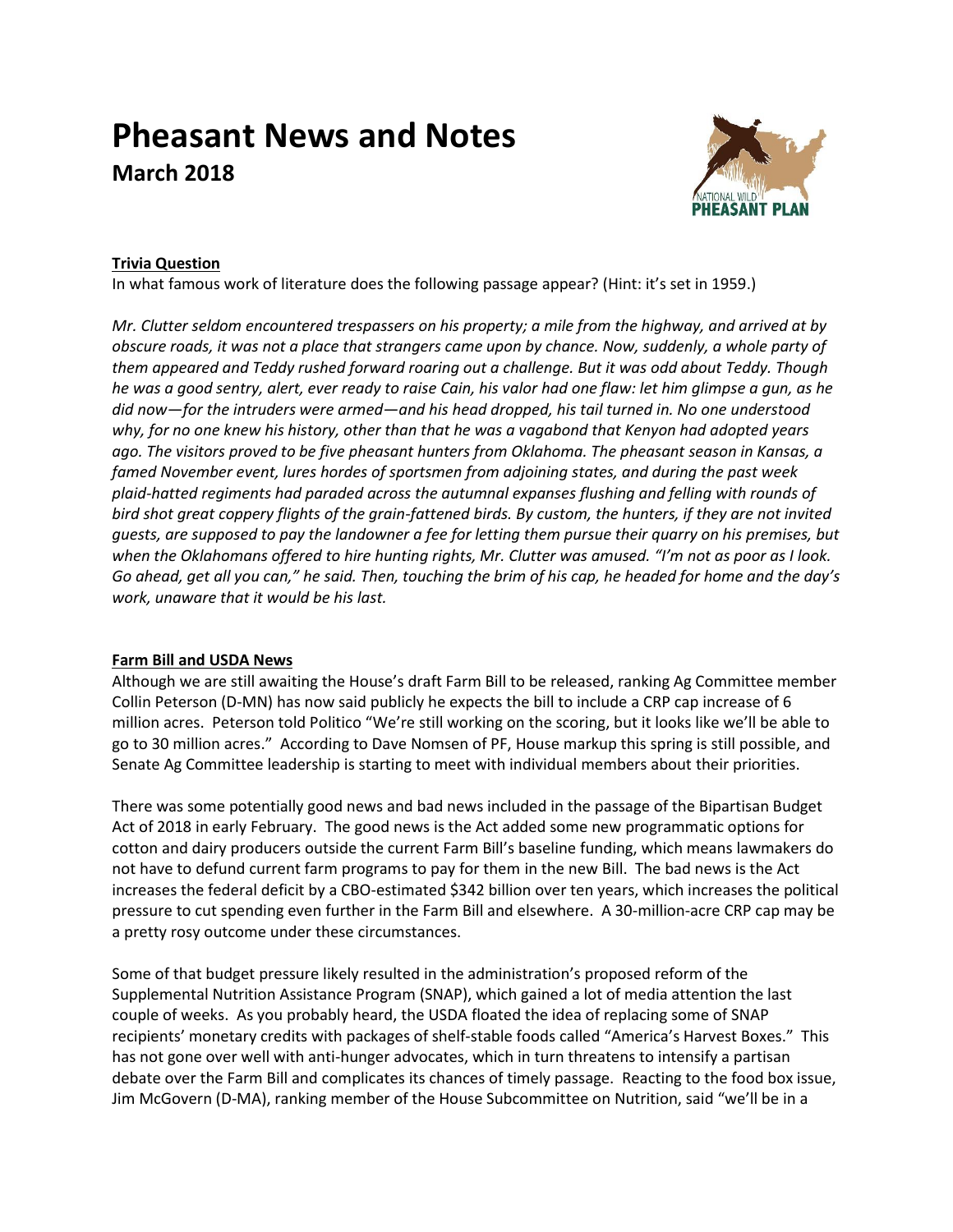# Pheasant News and Notes

## March 2018

### Trivia Question

In what famous work of literature does the following passage appear? (Hint: it's set in 1959.)

*Mr. Clutter seldom encountered trespassers on his property; a mile from the highway, and arrived at by obscure roads, it was not a place that strangers came upon by chance. Now, suddenly, a whole party of them appeared and Teddy rushed forward roaring out a challenge. But it was odd about Teddy. Though he was a good sentry, alert, ever ready to raise Cain, his valor had one flaw: let him glimpse a gun, as he did now—for the intruders were armed—and his head dropped, his tail turned in. No one understood why, for no one knew his history, other than that he was a vagabond that Kenyon had adopted years ago. The visitors proved to be five pheasant hunters from Oklahoma. The pheasant season in Kansas, a famed November event, lures hordes of sportsmen from adjoining states, and during the past week plaid-hatted regiments had paraded across the autumnal expanses flushing and felling with rounds of bird shot great coppery flights of the grain-fattened birds. By custom, the hunters, if they are not invited guests, are supposed to pay the landowner a fee for letting them pursue their quarry on his premises, but when the Oklahomans offered to hire hunting rights, Mr. Clutter was amused. "I'm not as poor as I look. Go ahead, get all you can," he said. Then, touching the brim of his cap, he headed for home and the day's work, unaware that it would be his last.*

### Farm Bill and USDA News

Although we are still awaiting the House's draft Farm Bill to be released, ranking Ag Committee member Collin Peterson (D-MN) has now said publicly he expects the bill to include a CRP cap increase of 6 million acres. Peterson told Politico "We're still working on the scoring, but it looks like we'll be able to go to 30 million acres." According to Dave Nomsen of PF, House markup this spring is still possible, and Senate Ag Committee leadership is starting to meet with individual members about their priorities.

There was some potentially good news and bad news included in the passage of the Bipartisan Budget Act of 2018 in early February. The good news is the Act added some new programmatic options for cotton and dairy producers outside the current Farm Bill's baseline funding, which means lawmakers do not have to defund current farm programs to pay for them in the new Bill. The bad news is the Act increases the federal deficit by a CBO-estimated $342 billion over ten years, which increases the political pressure to cut spending even further in the Farm Bill and elsewhere. A 30-million-acre CRP cap may be a pretty rosy outcome under these circumstances.

Some of that budget pressure likely resulted in the administration's proposed reform of the Supplemental Nutrition Assistance Program (SNAP), which gained a lot of media attention the last couple of weeks. As you probably heard, the USDA floated the idea of replacing some of SNAP recipients' monetary credits with packages of shelf-stable foods called "America's Harvest Boxes." This has not gone over well with anti-hunger advocates, which in turn threatens to intensify a partisan debate over the Farm Bill and complicates its chances of timely passage. Reacting to the food box issue, Jim McGovern (D-MA), ranking member of the House Subcommittee on Nutrition, said "we'll be in a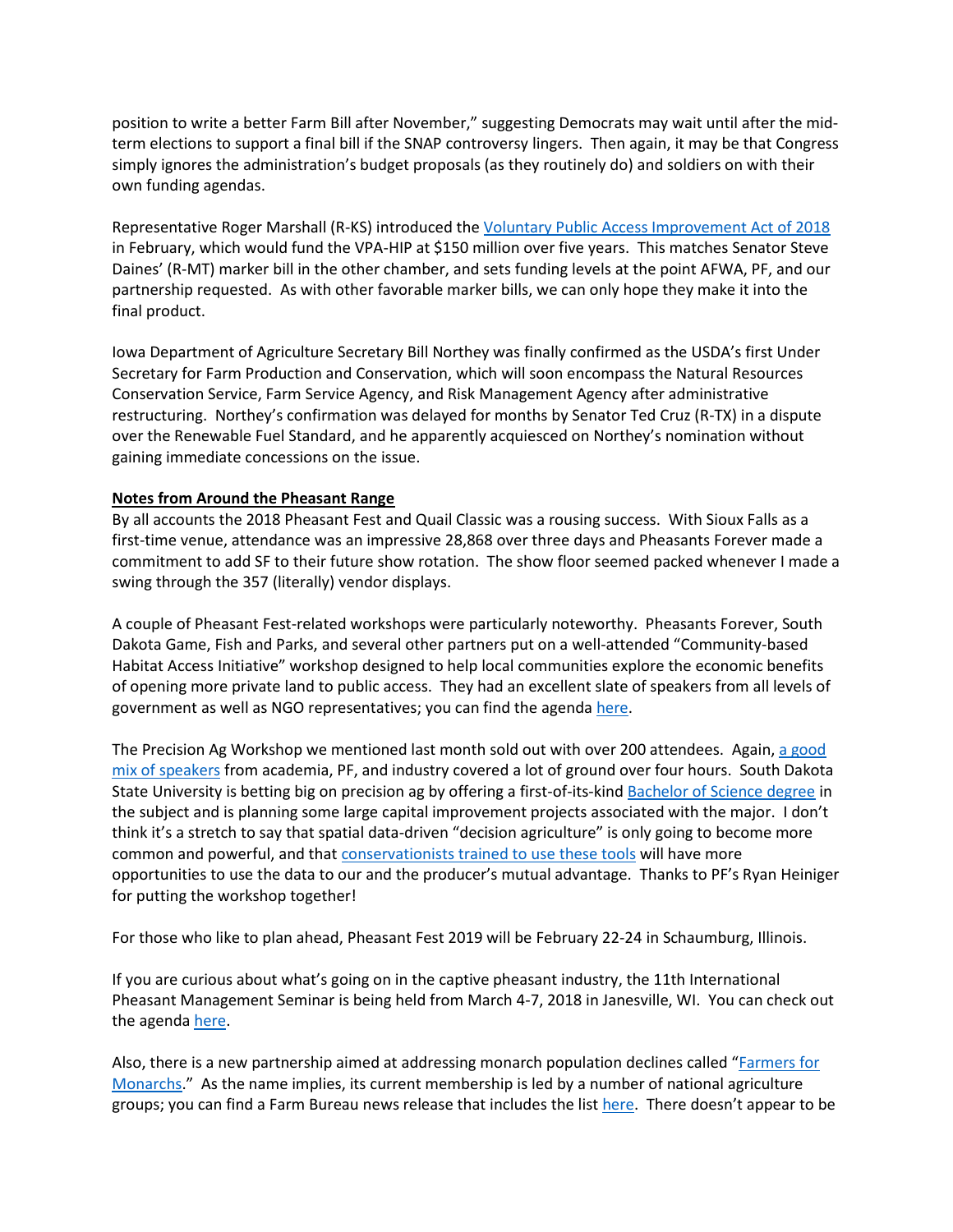position to write a better Farm Bill after November," suggesting Democrats may wait until after the mid-term elections to support a final bill if the SNAP controversy lingers. Then again, it may be that Congress simply ignores the administration's budget proposals (as they routinely do) and soldiers on with their own funding agendas.

Representative Roger Marshall (R-KS) introduced the Voluntary Public Access Improvement Act of 2018 in February, which would fund the VPA-HIP at $150 million over five years. This matches Senator Steve Daines' (R-MT) marker bill in the other chamber, and sets funding levels at the point AFWA, PF, and our partnership requested. As with other favorable marker bills, we can only hope they make it into the final product.

Iowa Department of Agriculture Secretary Bill Northey was finally confirmed as the USDA's first Under Secretary for Farm Production and Conservation, which will soon encompass the Natural Resources Conservation Service, Farm Service Agency, and Risk Management Agency after administrative restructuring. Northey's confirmation was delayed for months by Senator Ted Cruz (R-TX) in a dispute over the Renewable Fuel Standard, and he apparently acquiesced on Northey's nomination without gaining immediate concessions on the issue.

**Notes from Around the Pheasant Range**

By all accounts the 2018 Pheasant Fest and Quail Classic was a rousing success. With Sioux Falls as a first-time venue, attendance was an impressive 28,868 over three days and Pheasants Forever made a commitment to add SF to their future show rotation. The show floor seemed packed whenever I made a swing through the 357 (literally) vendor displays.

A couple of Pheasant Fest-related workshops were particularly noteworthy. Pheasants Forever, South Dakota Game, Fish and Parks, and several other partners put on a well-attended "Community-based Habitat Access Initiative" workshop designed to help local communities explore the economic benefits of opening more private land to public access. They had an excellent slate of speakers from all levels of government as well as NGO representatives; you can find the agenda here.

The Precision Ag Workshop we mentioned last month sold out with over 200 attendees. Again, a good mix of speakers from academia, PF, and industry covered a lot of ground over four hours. South Dakota State University is betting big on precision ag by offering a first-of-its-kind Bachelor of Science degree in the subject and is planning some large capital improvement projects associated with the major. I don't think it's a stretch to say that spatial data-driven "decision agriculture" is only going to become more common and powerful, and that conservationists trained to use these tools will have more opportunities to use the data to our and the producer's mutual advantage. Thanks to PF's Ryan Heiniger for putting the workshop together!

For those who like to plan ahead, Pheasant Fest 2019 will be February 22-24 in Schaumburg, Illinois.

If you are curious about what's going on in the captive pheasant industry, the 11th International Pheasant Management Seminar is being held from March 4-7, 2018 in Janesville, WI. You can check out the agenda here.

Also, there is a new partnership aimed at addressing monarch population declines called "Farmers for Monarchs." As the name implies, its current membership is led by a number of national agriculture groups; you can find a Farm Bureau news release that includes the list here. There doesn't appear to be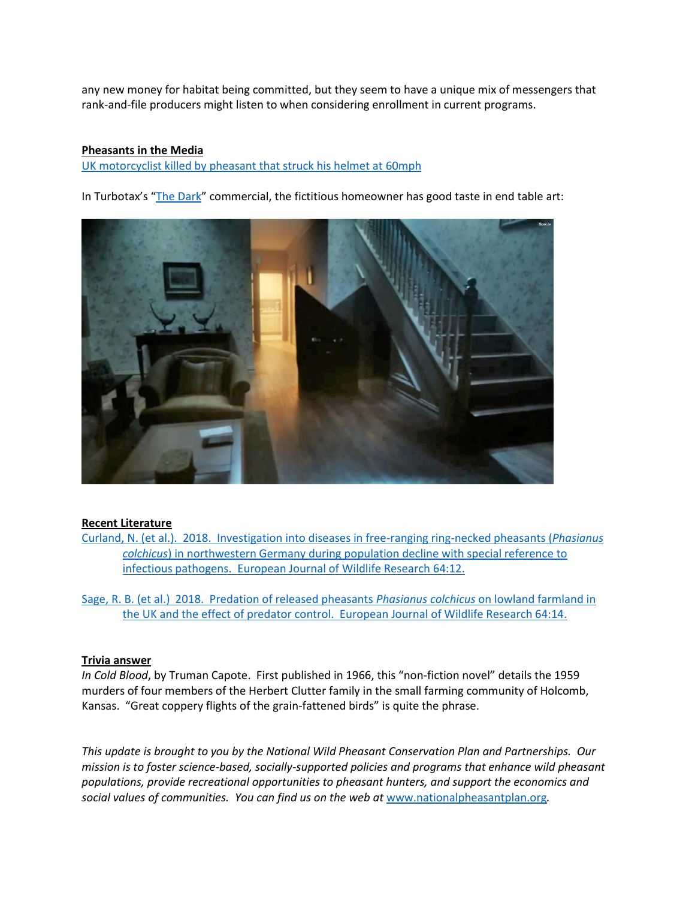any new money for habitat being committed, but they seem to have a unique mix of messengers that rank-and-file producers might listen to when considering enrollment in current programs.

**Pheasants in the Media**

UK motorcyclist killed by pheasant that struck his helmet at 60mph

In Turbotax's "The Dark" commercial, the fictitious homeowner has good taste in end table art:

**Recent Literature**

Curland, N. (et al.). 2018. Investigation into diseases in free-ranging ring-necked pheasants (*Phasianus colchicus*) in northwestern Germany during population decline with special reference to infectious pathogens. European Journal of Wildlife Research 64:12.

Sage, R. B. (et al.) 2018. Predation of released pheasants *Phasianus colchicus* on lowland farmland in the UK and the effect of predator control. European Journal of Wildlife Research 64:14.

**Trivia answer**

*In Cold Blood*, by Truman Capote. First published in 1966, this "non-fiction novel" details the 1959 murders of four members of the Herbert Clutter family in the small farming community of Holcomb, Kansas. "Great coppery flights of the grain-fattened birds" is quite the phrase.

*This update is brought to you by the National Wild Pheasant Conservation Plan and Partnerships. Our mission is to foster science-based, socially-supported policies and programs that enhance wild pheasant populations, provide recreational opportunities to pheasant hunters, and support the economics and social values of communities. You can find us on the web at* www.nationalpheasantplan.org*.*